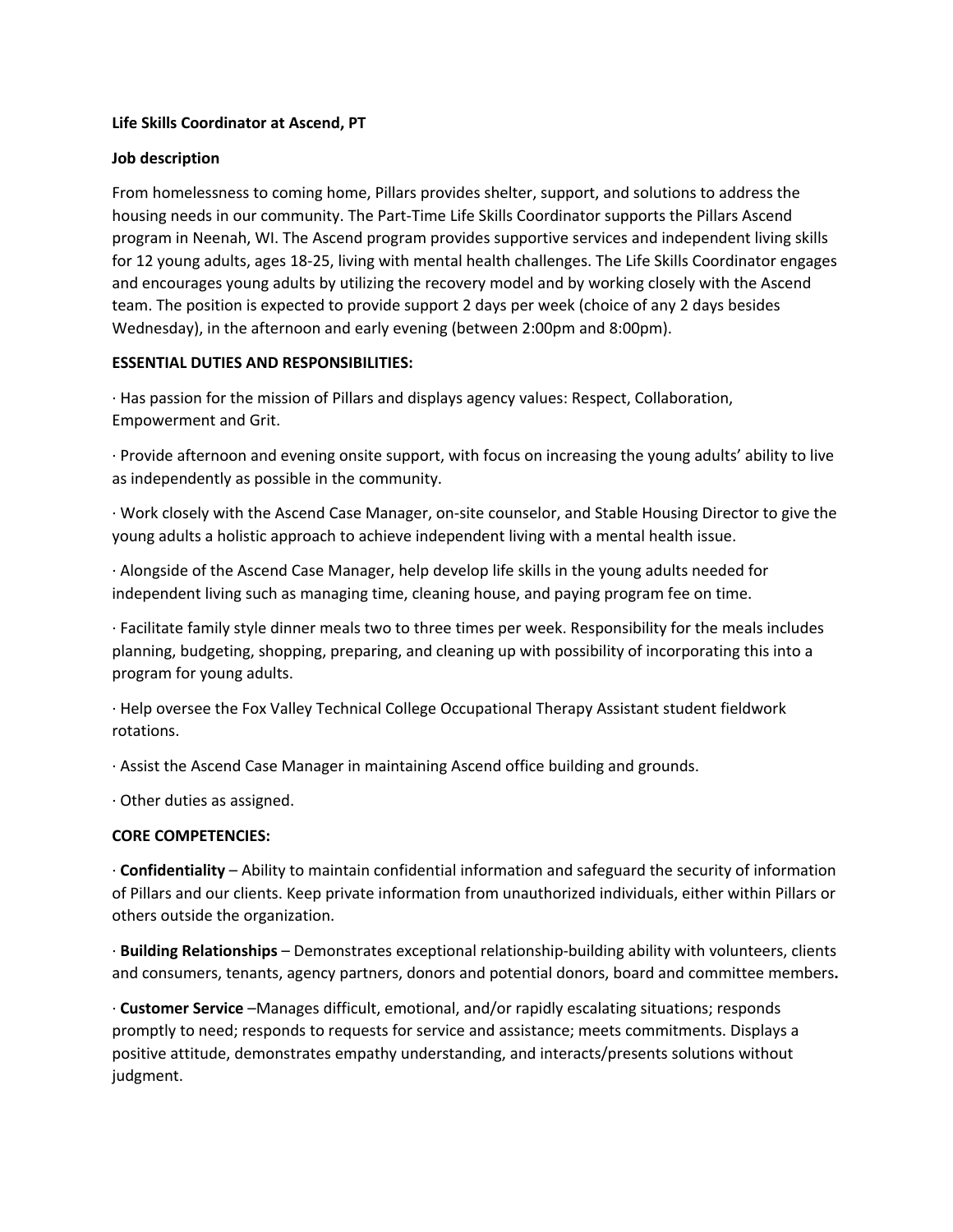**Life Skills Coordinator at Ascend, PT**

**Job description**

From homelessness to coming home, Pillars provides shelter, support, and solutions to address the housing needs in our community. The Part-Time Life Skills Coordinator supports the Pillars Ascend program in Neenah, WI. The Ascend program provides supportive services and independent living skills for 12 young adults, ages 18-25, living with mental health challenges. The Life Skills Coordinator engages and encourages young adults by utilizing the recovery model and by working closely with the Ascend team. The position is expected to provide support 2 days per week (choice of any 2 days besides Wednesday), in the afternoon and early evening (between 2:00pm and 8:00pm).

**ESSENTIAL DUTIES AND RESPONSIBILITIES:**

· Has passion for the mission of Pillars and displays agency values: Respect, Collaboration, Empowerment and Grit.

· Provide afternoon and evening onsite support, with focus on increasing the young adults' ability to live as independently as possible in the community.

· Work closely with the Ascend Case Manager, on-site counselor, and Stable Housing Director to give the young adults a holistic approach to achieve independent living with a mental health issue.

· Alongside of the Ascend Case Manager, help develop life skills in the young adults needed for independent living such as managing time, cleaning house, and paying program fee on time.

· Facilitate family style dinner meals two to three times per week. Responsibility for the meals includes planning, budgeting, shopping, preparing, and cleaning up with possibility of incorporating this into a program for young adults.

· Help oversee the Fox Valley Technical College Occupational Therapy Assistant student fieldwork rotations.

· Assist the Ascend Case Manager in maintaining Ascend office building and grounds.

· Other duties as assigned.

**CORE COMPETENCIES:**

· **Confidentiality** – Ability to maintain confidential information and safeguard the security of information of Pillars and our clients. Keep private information from unauthorized individuals, either within Pillars or others outside the organization.

· **Building Relationships** – Demonstrates exceptional relationship-building ability with volunteers, clients and consumers, tenants, agency partners, donors and potential donors, board and committee members**.**

· **Customer Service** –Manages difficult, emotional, and/or rapidly escalating situations; responds promptly to need; responds to requests for service and assistance; meets commitments. Displays a positive attitude, demonstrates empathy understanding, and interacts/presents solutions without judgment.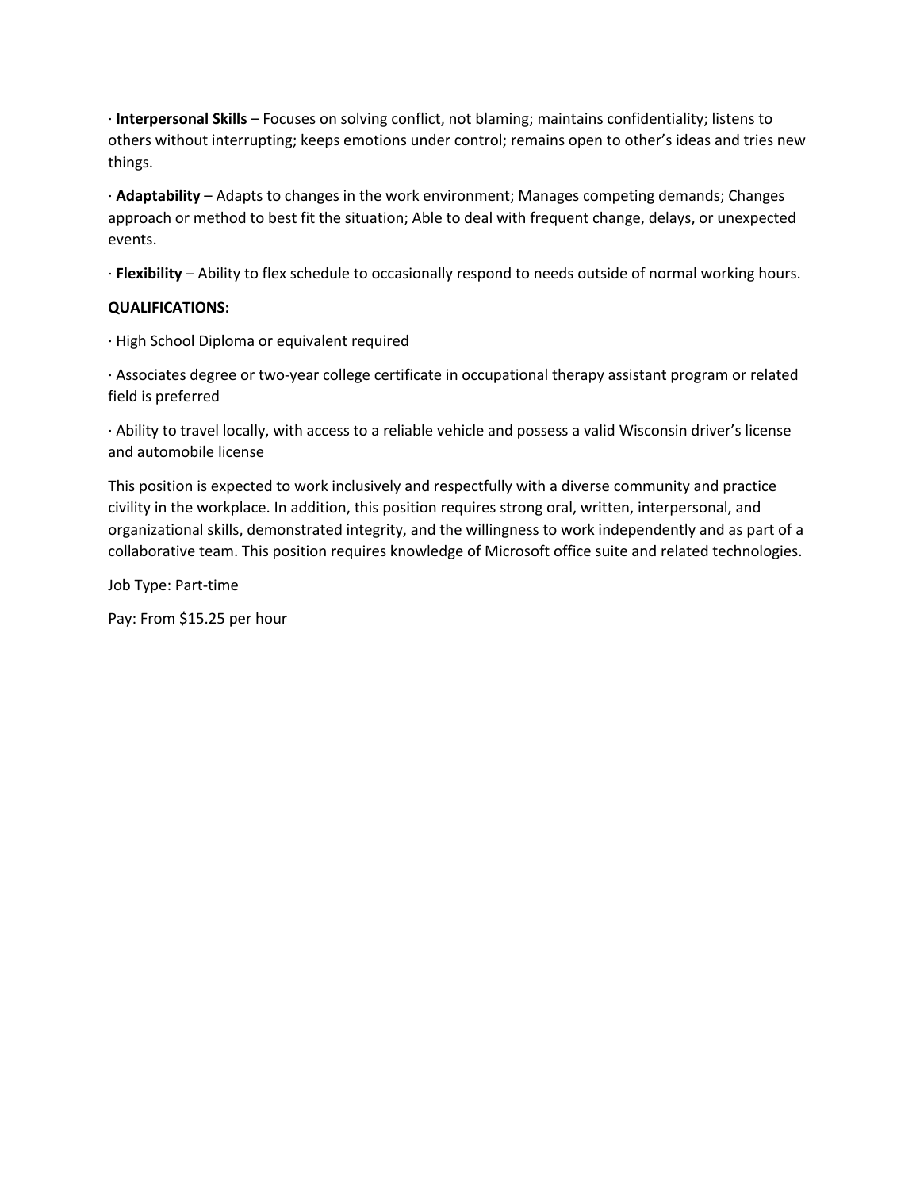· **Interpersonal Skills** – Focuses on solving conflict, not blaming; maintains confidentiality; listens to others without interrupting; keeps emotions under control; remains open to other's ideas and tries new things.

· **Adaptability** – Adapts to changes in the work environment; Manages competing demands; Changes approach or method to best fit the situation; Able to deal with frequent change, delays, or unexpected events.

· **Flexibility** – Ability to flex schedule to occasionally respond to needs outside of normal working hours.

**QUALIFICATIONS:**

· High School Diploma or equivalent required

· Associates degree or two-year college certificate in occupational therapy assistant program or related field is preferred

· Ability to travel locally, with access to a reliable vehicle and possess a valid Wisconsin driver's license and automobile license

This position is expected to work inclusively and respectfully with a diverse community and practice civility in the workplace. In addition, this position requires strong oral, written, interpersonal, and organizational skills, demonstrated integrity, and the willingness to work independently and as part of a collaborative team. This position requires knowledge of Microsoft office suite and related technologies.

Job Type: Part-time

Pay: From $15.25 per hour